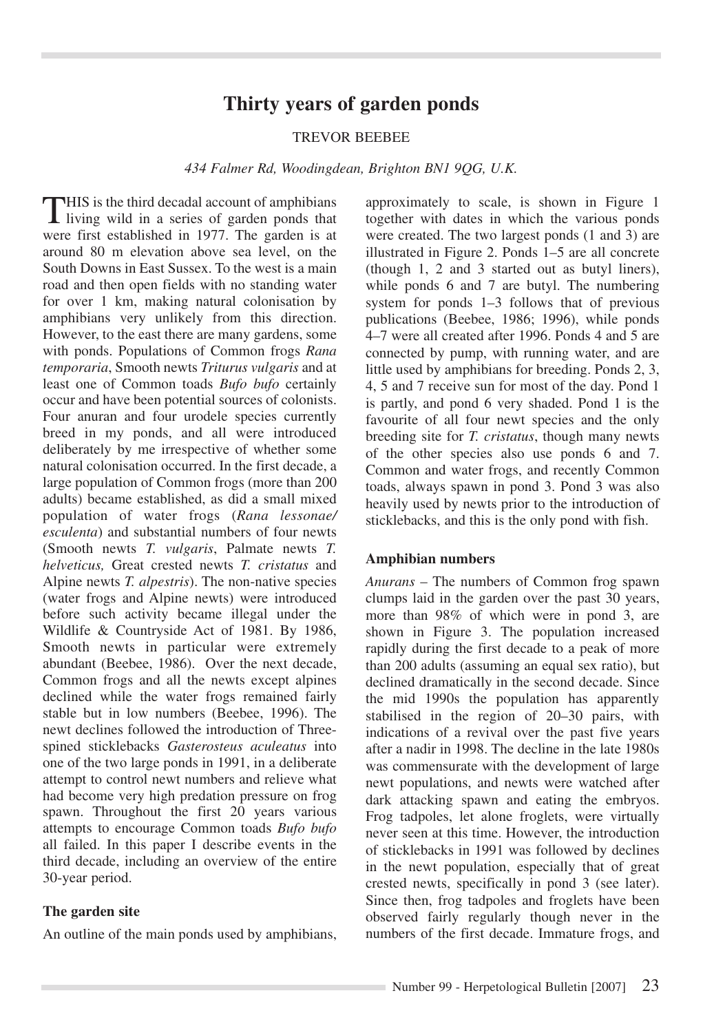# Thirty years of garden ponds

TREVOR BEEBEE

*434 Falmer Rd, Woodingdean, Brighton BN1 9QG, U.K.*

THIS is the third decadal account of amphibians living wild in a series of garden ponds that were first established in 1977. The garden is at around 80 m elevation above sea level, on the South Downs in East Sussex. To the west is a main road and then open fields with no standing water for over 1 km, making natural colonisation by amphibians very unlikely from this direction. However, to the east there are many gardens, some with ponds. Populations of Common frogs *Rana temporaria*, Smooth newts *Triturus vulgaris* and at least one of Common toads *Bufo bufo* certainly occur and have been potential sources of colonists. Four anuran and four urodele species currently breed in my ponds, and all were introduced deliberately by me irrespective of whether some natural colonisation occurred. In the first decade, a large population of Common frogs (more than 200 adults) became established, as did a small mixed population of water frogs (*Rana lessonae/ esculenta*) and substantial numbers of four newts (Smooth newts *T. vulgaris*, Palmate newts *T. helveticus,* Great crested newts *T. cristatus* and Alpine newts *T. alpestris*). The non-native species (water frogs and Alpine newts) were introduced before such activity became illegal under the Wildlife & Countryside Act of 1981. By 1986, Smooth newts in particular were extremely abundant (Beebee, 1986). Over the next decade, Common frogs and all the newts except alpines declined while the water frogs remained fairly stable but in low numbers (Beebee, 1996). The newt declines followed the introduction of Three-spined sticklebacks *Gasterosteus aculeatus* into one of the two large ponds in 1991, in a deliberate attempt to control newt numbers and relieve what had become very high predation pressure on frog spawn. Throughout the first 20 years various attempts to encourage Common toads *Bufo bufo* all failed. In this paper I describe events in the third decade, including an overview of the entire 30-year period.

## The garden site

An outline of the main ponds used by amphibians, approximately to scale, is shown in Figure 1 together with dates in which the various ponds were created. The two largest ponds (1 and 3) are illustrated in Figure 2. Ponds 1–5 are all concrete (though 1, 2 and 3 started out as butyl liners), while ponds 6 and 7 are butyl. The numbering system for ponds 1–3 follows that of previous publications (Beebee, 1986; 1996), while ponds 4–7 were all created after 1996. Ponds 4 and 5 are connected by pump, with running water, and are little used by amphibians for breeding. Ponds 2, 3, 4, 5 and 7 receive sun for most of the day. Pond 1 is partly, and pond 6 very shaded. Pond 1 is the favourite of all four newt species and the only breeding site for *T. cristatus*, though many newts of the other species also use ponds 6 and 7. Common and water frogs, and recently Common toads, always spawn in pond 3. Pond 3 was also heavily used by newts prior to the introduction of sticklebacks, and this is the only pond with fish.

## Amphibian numbers

*Anurans* – The numbers of Common frog spawn clumps laid in the garden over the past 30 years, more than 98% of which were in pond 3, are shown in Figure 3. The population increased rapidly during the first decade to a peak of more than 200 adults (assuming an equal sex ratio), but declined dramatically in the second decade. Since the mid 1990s the population has apparently stabilised in the region of 20–30 pairs, with indications of a revival over the past five years after a nadir in 1998. The decline in the late 1980s was commensurate with the development of large newt populations, and newts were watched after dark attacking spawn and eating the embryos. Frog tadpoles, let alone froglets, were virtually never seen at this time. However, the introduction of sticklebacks in 1991 was followed by declines in the newt population, especially that of great crested newts, specifically in pond 3 (see later). Since then, frog tadpoles and froglets have been observed fairly regularly though never in the numbers of the first decade. Immature frogs, and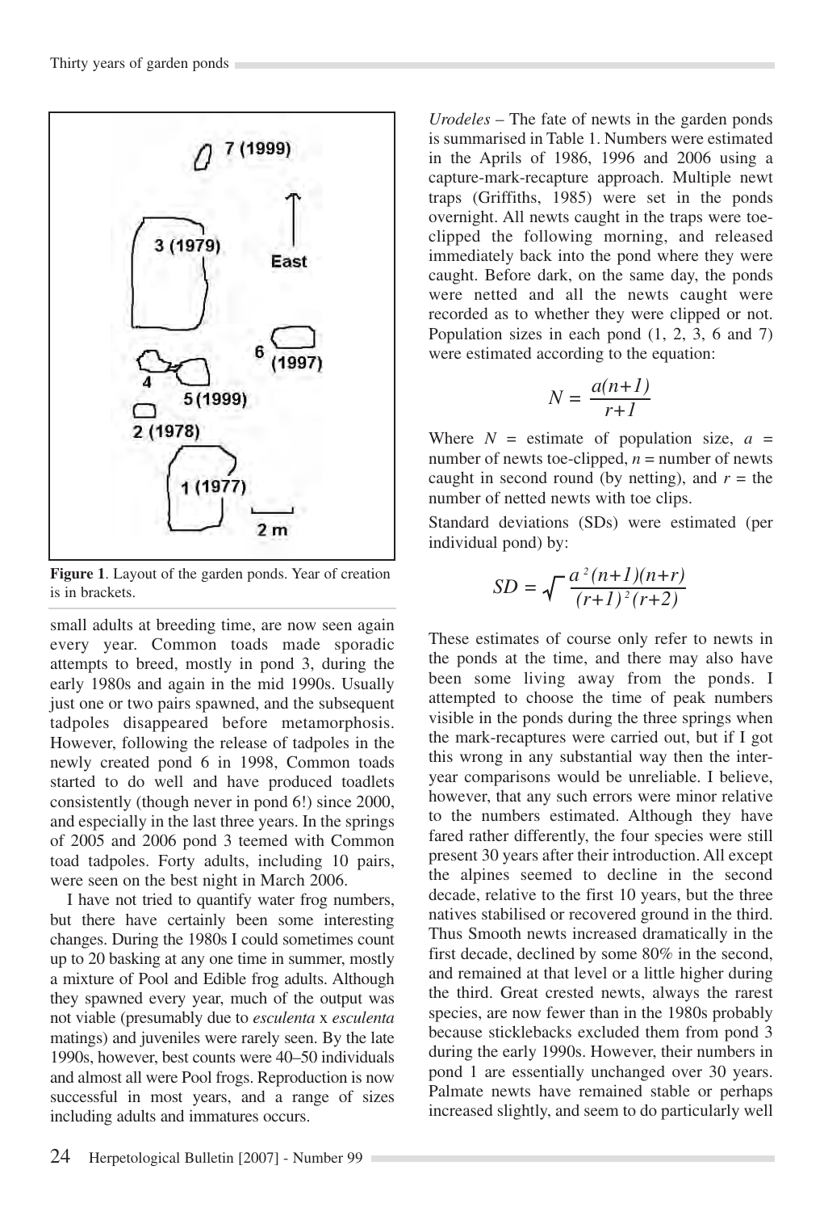Figure 1. Layout of the garden ponds. Year of creation is in brackets.

small adults at breeding time, are now seen again every year. Common toads made sporadic attempts to breed, mostly in pond 3, during the early 1980s and again in the mid 1990s. Usually just one or two pairs spawned, and the subsequent tadpoles disappeared before metamorphosis. However, following the release of tadpoles in the newly created pond 6 in 1998, Common toads started to do well and have produced toadlets consistently (though never in pond 6!) since 2000, and especially in the last three years. In the springs of 2005 and 2006 pond 3 teemed with Common toad tadpoles. Forty adults, including 10 pairs, were seen on the best night in March 2006.

I have not tried to quantify water frog numbers, but there have certainly been some interesting changes. During the 1980s I could sometimes count up to 20 basking at any one time in summer, mostly a mixture of Pool and Edible frog adults. Although they spawned every year, much of the output was not viable (presumably due to *esculenta* x *esculenta* matings) and juveniles were rarely seen. By the late 1990s, however, best counts were 40–50 individuals and almost all were Pool frogs. Reproduction is now successful in most years, and a range of sizes including adults and immatures occurs.

*Urodeles* – The fate of newts in the garden ponds is summarised in Table 1. Numbers were estimated in the Aprils of 1986, 1996 and 2006 using a capture-mark-recapture approach. Multiple newt traps (Griffiths, 1985) were set in the ponds overnight. All newts caught in the traps were toe-clipped the following morning, and released immediately back into the pond where they were caught. Before dark, on the same day, the ponds were netted and all the newts caught were recorded as to whether they were clipped or not. Population sizes in each pond (1, 2, 3, 6 and 7) were estimated according to the equation:

$$N = \frac{a(n+1)}{r+1}$$

Where $N$ = estimate of population size, $a$ = number of newts toe-clipped, $n$ = number of newts caught in second round (by netting), and $r$ = the number of netted newts with toe clips.

Standard deviations (SDs) were estimated (per individual pond) by:

$$SD = \sqrt{\frac{a^2(n+1)(n+r)}{(r+1)^2(r+2)}}$$

These estimates of course only refer to newts in the ponds at the time, and there may also have been some living away from the ponds. I attempted to choose the time of peak numbers visible in the ponds during the three springs when the mark-recaptures were carried out, but if I got this wrong in any substantial way then the inter-year comparisons would be unreliable. I believe, however, that any such errors were minor relative to the numbers estimated. Although they have fared rather differently, the four species were still present 30 years after their introduction. All except the alpines seemed to decline in the second decade, relative to the first 10 years, but the three natives stabilised or recovered ground in the third. Thus Smooth newts increased dramatically in the first decade, declined by some 80% in the second, and remained at that level or a little higher during the third. Great crested newts, always the rarest species, are now fewer than in the 1980s probably because sticklebacks excluded them from pond 3 during the early 1990s. However, their numbers in pond 1 are essentially unchanged over 30 years. Palmate newts have remained stable or perhaps increased slightly, and seem to do particularly well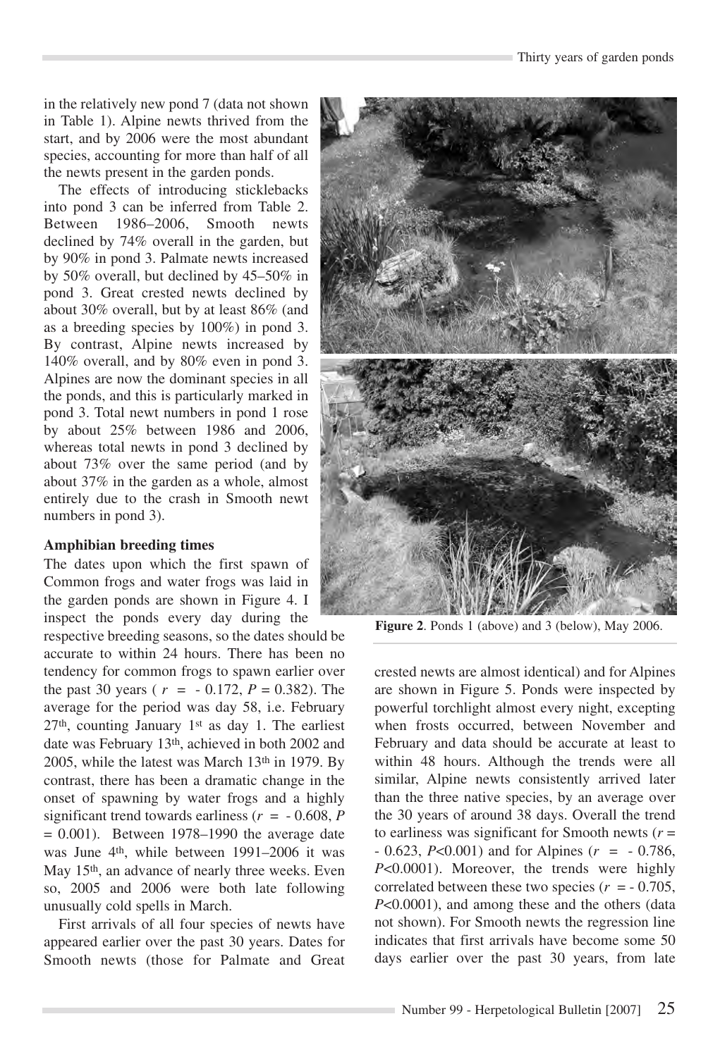in the relatively new pond 7 (data not shown in Table 1). Alpine newts thrived from the start, and by 2006 were the most abundant species, accounting for more than half of all the newts present in the garden ponds.

The effects of introducing sticklebacks into pond 3 can be inferred from Table 2. Between 1986–2006, Smooth newts declined by 74% overall in the garden, but by 90% in pond 3. Palmate newts increased by 50% overall, but declined by 45–50% in pond 3. Great crested newts declined by about 30% overall, but by at least 86% (and as a breeding species by 100%) in pond 3. By contrast, Alpine newts increased by 140% overall, and by 80% even in pond 3. Alpines are now the dominant species in all the ponds, and this is particularly marked in pond 3. Total newt numbers in pond 1 rose by about 25% between 1986 and 2006, whereas total newts in pond 3 declined by about 73% over the same period (and by about 37% in the garden as a whole, almost entirely due to the crash in Smooth newt numbers in pond 3).

**Figure 2**. Ponds 1 (above) and 3 (below), May 2006.

### Amphibian breeding times

The dates upon which the first spawn of Common frogs and water frogs was laid in the garden ponds are shown in Figure 4. I inspect the ponds every day during the respective breeding seasons, so the dates should be accurate to within 24 hours. There has been no tendency for common frogs to spawn earlier over the past 30 years ( $r$ = - 0.172, $P$ = 0.382). The average for the period was day 58, i.e. February 27th, counting January 1st as day 1. The earliest date was February 13th, achieved in both 2002 and 2005, while the latest was March 13th in 1979. By contrast, there has been a dramatic change in the onset of spawning by water frogs and a highly significant trend towards earliness ($r$ = - 0.608, $P$ = 0.001). Between 1978–1990 the average date was June 4th, while between 1991–2006 it was May 15th, an advance of nearly three weeks. Even so, 2005 and 2006 were both late following unusually cold spells in March.

First arrivals of all four species of newts have appeared earlier over the past 30 years. Dates for Smooth newts (those for Palmate and Great crested newts are almost identical) and for Alpines are shown in Figure 5. Ponds were inspected by powerful torchlight almost every night, excepting when frosts occurred, between November and February and data should be accurate at least to within 48 hours. Although the trends were all similar, Alpine newts consistently arrived later than the three native species, by an average over the 30 years of around 38 days. Overall the trend to earliness was significant for Smooth newts ($r$ = - 0.623, $P$<0.001) and for Alpines ($r$ = - 0.786, $P$<0.0001). Moreover, the trends were highly correlated between these two species ($r$ = - 0.705, $P$<0.0001), and among these and the others (data not shown). For Smooth newts the regression line indicates that first arrivals have become some 50 days earlier over the past 30 years, from late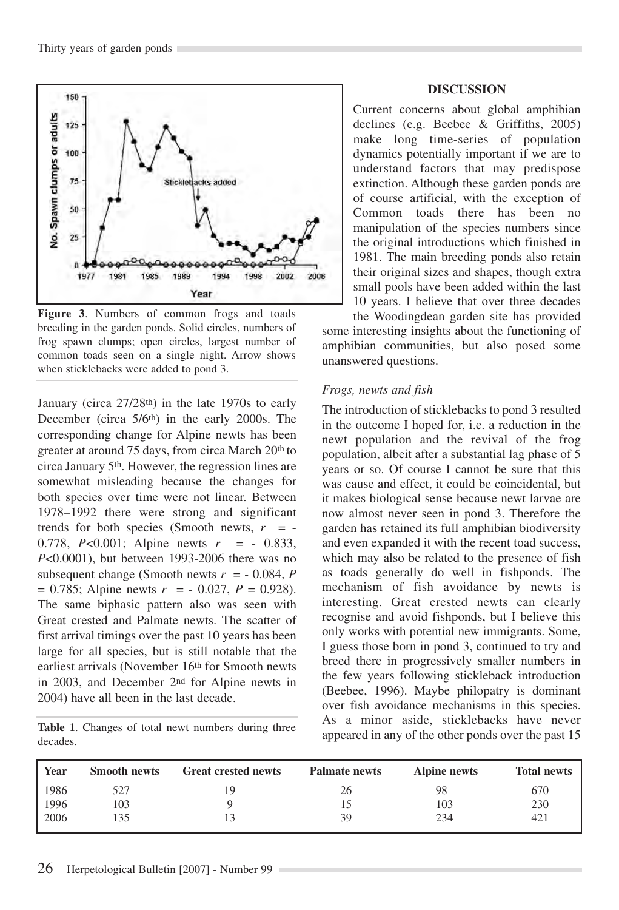**Figure 3**. Numbers of common frogs and toads breeding in the garden ponds. Solid circles, numbers of frog spawn clumps; open circles, largest number of common toads seen on a single night. Arrow shows when sticklebacks were added to pond 3.

January (circa 27/28th) in the late 1970s to early December (circa 5/6th) in the early 2000s. The corresponding change for Alpine newts has been greater at around 75 days, from circa March 20th to circa January 5th. However, the regression lines are somewhat misleading because the changes for both species over time were not linear. Between 1978–1992 there were strong and significant trends for both species (Smooth newts, $r = -0.778$, $P<0.001$; Alpine newts $r = -0.833$, $P<0.0001$), but between 1993-2006 there was no subsequent change (Smooth newts $r = -0.084$, $P = 0.785$; Alpine newts $r = -0.027$, $P = 0.928$). The same biphasic pattern also was seen with Great crested and Palmate newts. The scatter of first arrival timings over the past 10 years has been large for all species, but is still notable that the earliest arrivals (November 16th for Smooth newts in 2003, and December 2nd for Alpine newts in 2004) have all been in the last decade.

**Table 1**. Changes of total newt numbers during three decades.

| Year | Smooth newts | Great crested newts | Palmate newts | Alpine newts | Total newts |
|---|---|---|---|---|---|
| 1986 | 527 | 19 | 26 | 98 | 670 |
| 1996 | 103 | 9 | 15 | 103 | 230 |
| 2006 | 135 | 13 | 39 | 234 | 421 |

## DISCUSSION

Current concerns about global amphibian declines (e.g. Beebee & Griffiths, 2005) make long time-series of population dynamics potentially important if we are to understand factors that may predispose extinction. Although these garden ponds are of course artificial, with the exception of Common toads there has been no manipulation of the species numbers since the original introductions which finished in 1981. The main breeding ponds also retain their original sizes and shapes, though extra small pools have been added within the last 10 years. I believe that over three decades the Woodingdean garden site has provided some interesting insights about the functioning of amphibian communities, but also posed some unanswered questions.

### *Frogs, newts and fish*

The introduction of sticklebacks to pond 3 resulted in the outcome I hoped for, i.e. a reduction in the newt population and the revival of the frog population, albeit after a substantial lag phase of 5 years or so. Of course I cannot be sure that this was cause and effect, it could be coincidental, but it makes biological sense because newt larvae are now almost never seen in pond 3. Therefore the garden has retained its full amphibian biodiversity and even expanded it with the recent toad success, which may also be related to the presence of fish as toads generally do well in fishponds. The mechanism of fish avoidance by newts is interesting. Great crested newts can clearly recognise and avoid fishponds, but I believe this only works with potential new immigrants. Some, I guess those born in pond 3, continued to try and breed there in progressively smaller numbers in the few years following stickleback introduction (Beebee, 1996). Maybe philopatry is dominant over fish avoidance mechanisms in this species. As a minor aside, sticklebacks have never appeared in any of the other ponds over the past 15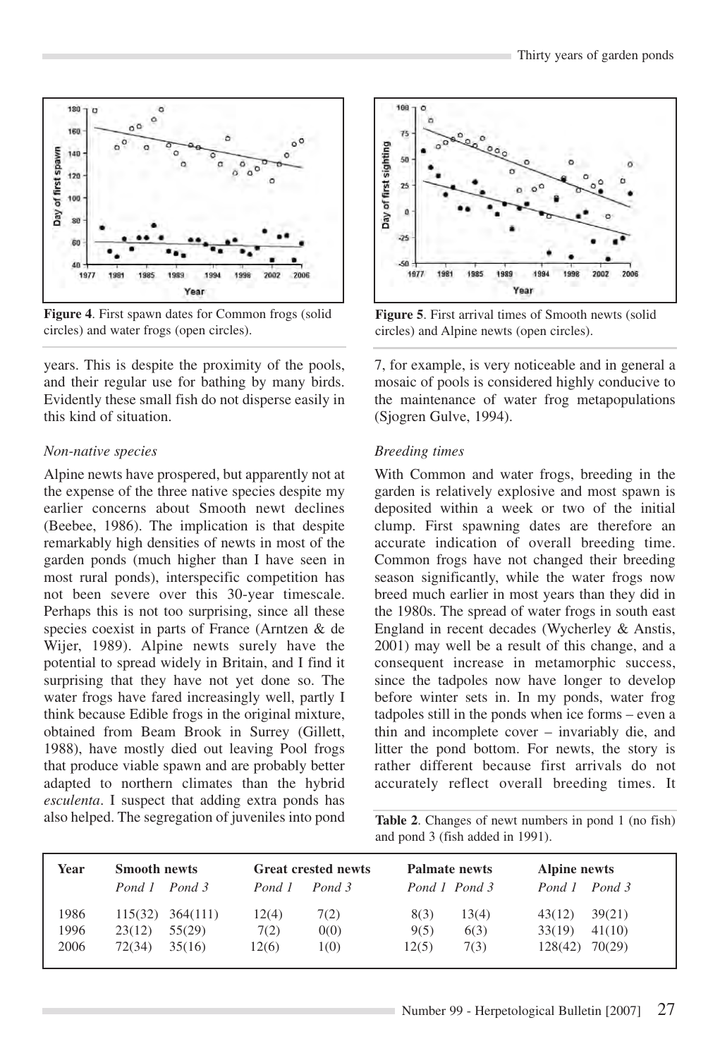Figure 4. First spawn dates for Common frogs (solid circles) and water frogs (open circles).

Figure 5. First arrival times of Smooth newts (solid circles) and Alpine newts (open circles).

years. This is despite the proximity of the pools, and their regular use for bathing by many birds. Evidently these small fish do not disperse easily in this kind of situation.

*Non-native species*

Alpine newts have prospered, but apparently not at the expense of the three native species despite my earlier concerns about Smooth newt declines (Beebee, 1986). The implication is that despite remarkably high densities of newts in most of the garden ponds (much higher than I have seen in most rural ponds), interspecific competition has not been severe over this 30-year timescale. Perhaps this is not too surprising, since all these species coexist in parts of France (Arntzen & de Wijer, 1989). Alpine newts surely have the potential to spread widely in Britain, and I find it surprising that they have not yet done so. The water frogs have fared increasingly well, partly I think because Edible frogs in the original mixture, obtained from Beam Brook in Surrey (Gillett, 1988), have mostly died out leaving Pool frogs that produce viable spawn and are probably better adapted to northern climates than the hybrid *esculenta*. I suspect that adding extra ponds has also helped. The segregation of juveniles into pond 7, for example, is very noticeable and in general a mosaic of pools is considered highly conducive to the maintenance of water frog metapopulations (Sjogren Gulve, 1994).

*Breeding times*

With Common and water frogs, breeding in the garden is relatively explosive and most spawn is deposited within a week or two of the initial clump. First spawning dates are therefore an accurate indication of overall breeding time. Common frogs have not changed their breeding season significantly, while the water frogs now breed much earlier in most years than they did in the 1980s. The spread of water frogs in south east England in recent decades (Wycherley & Anstis, 2001) may well be a result of this change, and a consequent increase in metamorphic success, since the tadpoles now have longer to develop before winter sets in. In my ponds, water frog tadpoles still in the ponds when ice forms – even a thin and incomplete cover – invariably die, and litter the pond bottom. For newts, the story is rather different because first arrivals do not accurately reflect overall breeding times. It

**Table 2**. Changes of newt numbers in pond 1 (no fish) and pond 3 (fish added in 1991).

| Year | Smooth newts | | Great crested newts | | Palmate newts | | Alpine newts | |
|---|---|---|---|---|---|---|---|---|
| | *Pond 1* | *Pond 3* | *Pond 1* | *Pond 3* | *Pond 1* | *Pond 3* | *Pond 1* | *Pond 3* |
| 1986 | 115(32) | 364(111) | 12(4) | 7(2) | 8(3) | 13(4) | 43(12) | 39(21) |
| 1996 | 23(12) | 55(29) | 7(2) | 0(0) | 9(5) | 6(3) | 33(19) | 41(10) |
| 2006 | 72(34) | 35(16) | 12(6) | 1(0) | 12(5) | 7(3) | 128(42) | 70(29) |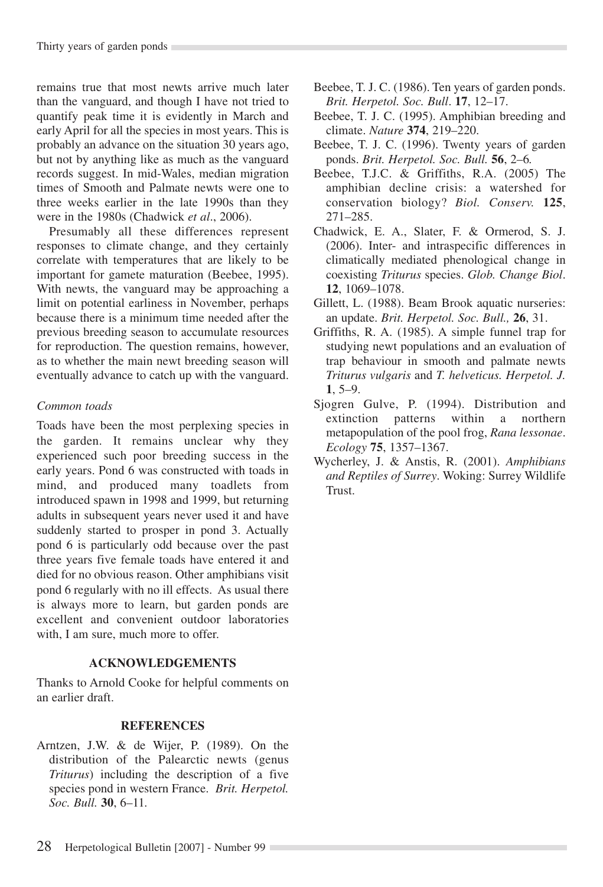remains true that most newts arrive much later than the vanguard, and though I have not tried to quantify peak time it is evidently in March and early April for all the species in most years. This is probably an advance on the situation 30 years ago, but not by anything like as much as the vanguard records suggest. In mid-Wales, median migration times of Smooth and Palmate newts were one to three weeks earlier in the late 1990s than they were in the 1980s (Chadwick *et al*., 2006).

Presumably all these differences represent responses to climate change, and they certainly correlate with temperatures that are likely to be important for gamete maturation (Beebee, 1995). With newts, the vanguard may be approaching a limit on potential earliness in November, perhaps because there is a minimum time needed after the previous breeding season to accumulate resources for reproduction. The question remains, however, as to whether the main newt breeding season will eventually advance to catch up with the vanguard.

### *Common toads*

Toads have been the most perplexing species in the garden. It remains unclear why they experienced such poor breeding success in the early years. Pond 6 was constructed with toads in mind, and produced many toadlets from introduced spawn in 1998 and 1999, but returning adults in subsequent years never used it and have suddenly started to prosper in pond 3. Actually pond 6 is particularly odd because over the past three years five female toads have entered it and died for no obvious reason. Other amphibians visit pond 6 regularly with no ill effects. As usual there is always more to learn, but garden ponds are excellent and convenient outdoor laboratories with, I am sure, much more to offer.

## ACKNOWLEDGEMENTS

Thanks to Arnold Cooke for helpful comments on an earlier draft.

## REFERENCES

Arntzen, J.W. & de Wijer, P. (1989). On the distribution of the Palearctic newts (genus *Triturus*) including the description of a five species pond in western France. *Brit. Herpetol. Soc. Bull.* **30**, 6–11.

Beebee, T. J. C. (1986). Ten years of garden ponds. *Brit. Herpetol. Soc. Bull*. **17**, 12–17.

Beebee, T. J. C. (1995). Amphibian breeding and climate. *Nature* **374**, 219–220.

Beebee, T. J. C. (1996). Twenty years of garden ponds. *Brit. Herpetol. Soc. Bull.* **56**, 2–6.

Beebee, T.J.C. & Griffiths, R.A. (2005) The amphibian decline crisis: a watershed for conservation biology? *Biol. Conserv.* **125**, 271–285.

Chadwick, E. A., Slater, F. & Ormerod, S. J. (2006). Inter- and intraspecific differences in climatically mediated phenological change in coexisting *Triturus* species. *Glob. Change Biol*. **12**, 1069–1078.

Gillett, L. (1988). Beam Brook aquatic nurseries: an update. *Brit. Herpetol. Soc. Bull.,* **26**, 31.

Griffiths, R. A. (1985). A simple funnel trap for studying newt populations and an evaluation of trap behaviour in smooth and palmate newts *Triturus vulgaris* and *T. helveticus. Herpetol. J.* **1**, 5–9.

Sjogren Gulve, P. (1994). Distribution and extinction patterns within a northern metapopulation of the pool frog, *Rana lessonae*. *Ecology* **75**, 1357–1367.

Wycherley, J. & Anstis, R. (2001). *Amphibians and Reptiles of Surrey*. Woking: Surrey Wildlife Trust.